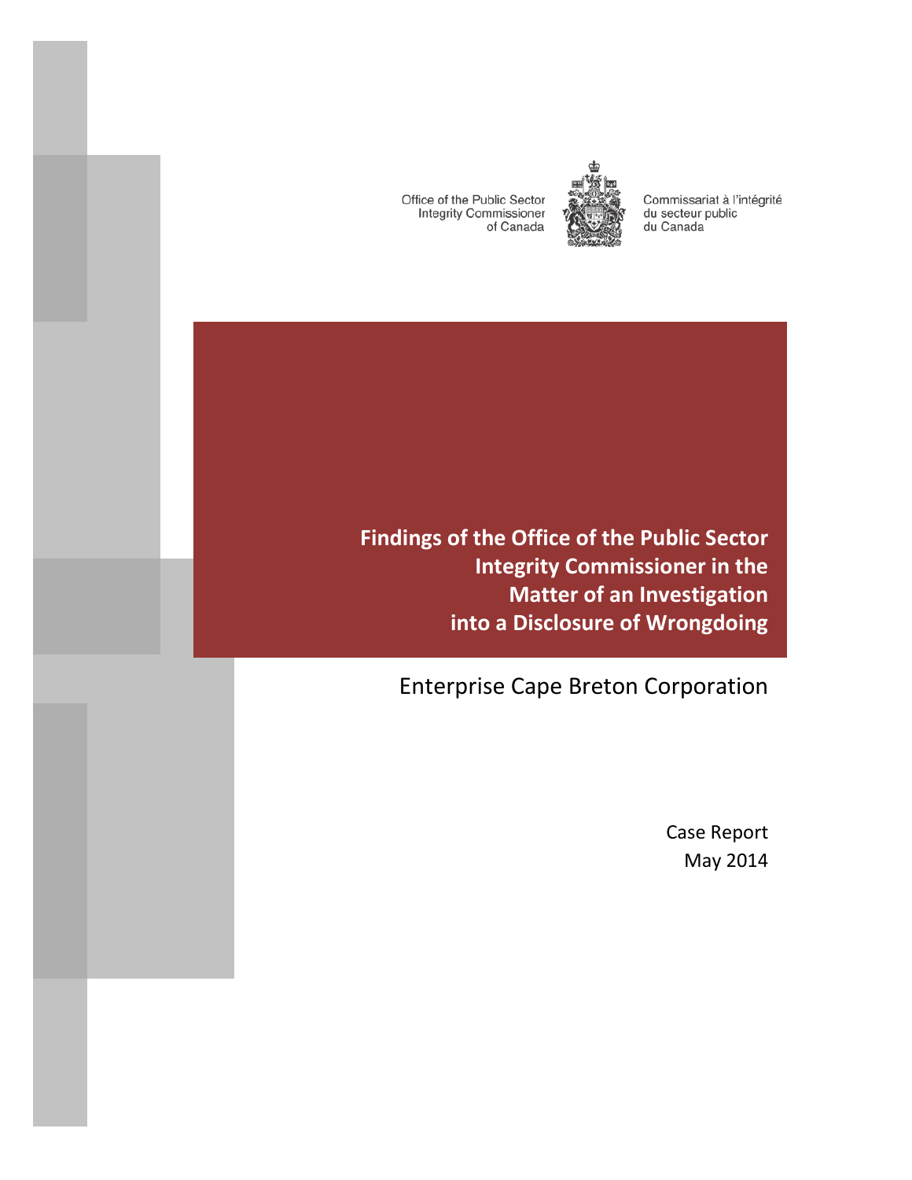Office of the Public Sector Integrity Commissioner of Canada

Commissariat à l'intégrité du secteur public du Canada

# Findings of the Office of the Public Sector Integrity Commissioner in the Matter of an Investigation into a Disclosure of Wrongdoing

## Enterprise Cape Breton Corporation

Case Report
May 2014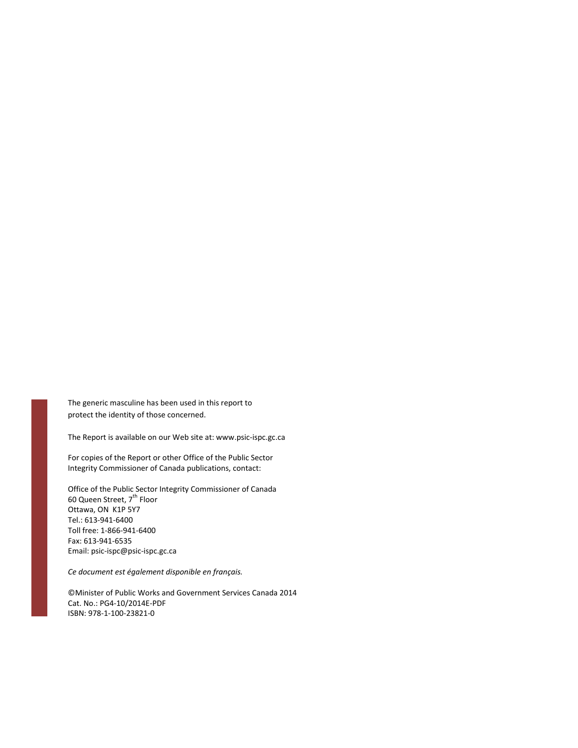The generic masculine has been used in this report to protect the identity of those concerned.

The Report is available on our Web site at: www.psic-ispc.gc.ca

For copies of the Report or other Office of the Public Sector Integrity Commissioner of Canada publications, contact:

Office of the Public Sector Integrity Commissioner of Canada
60 Queen Street, 7th Floor
Ottawa, ON K1P 5Y7
Tel.: 613-941-6400
Toll free: 1-866-941-6400
Fax: 613-941-6535
Email: psic-ispc@psic-ispc.gc.ca

*Ce document est également disponible en français.*

©Minister of Public Works and Government Services Canada 2014
Cat. No.: PG4-10/2014E-PDF
ISBN: 978-1-100-23821-0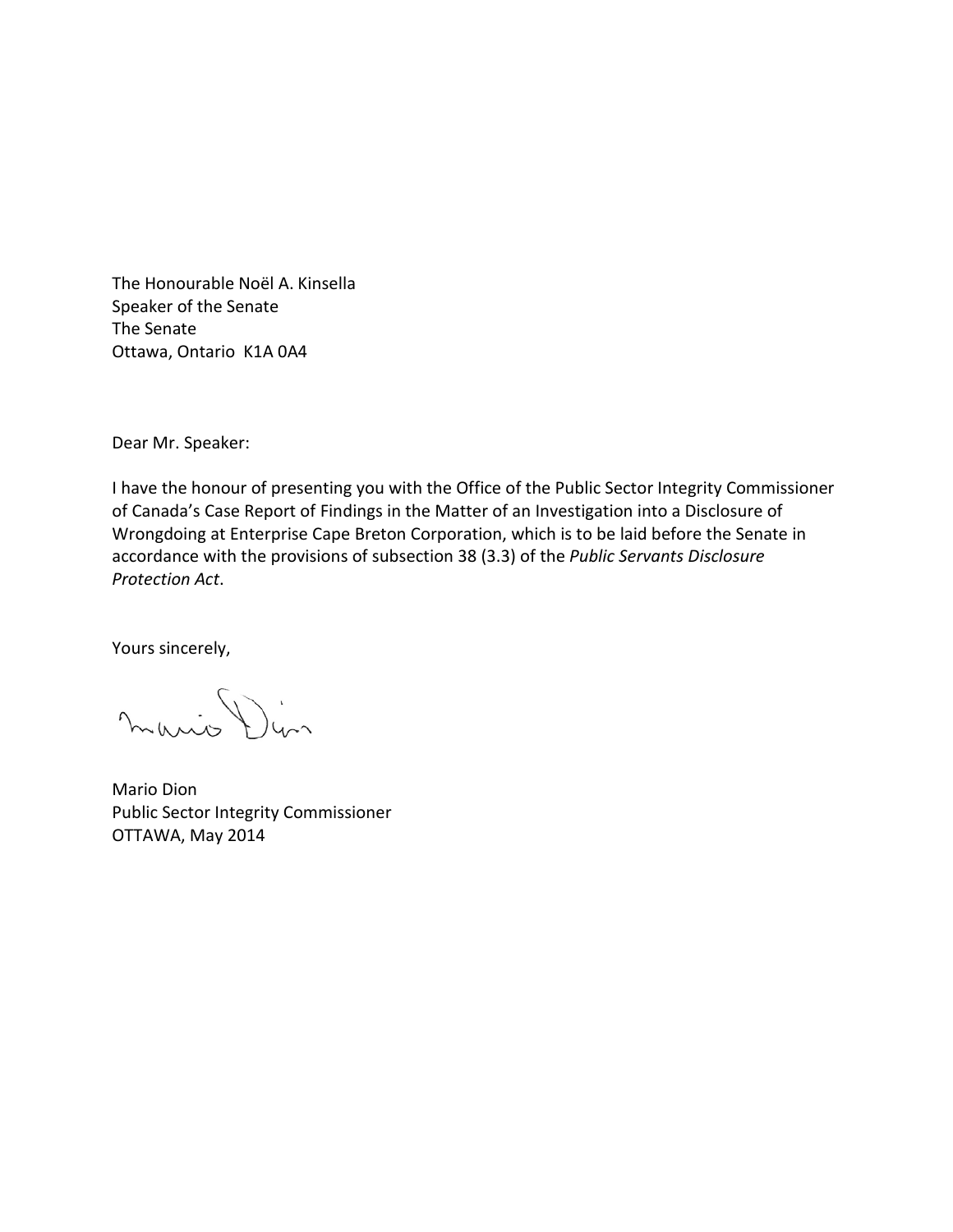The Honourable Noël A. Kinsella
Speaker of the Senate
The Senate
Ottawa, Ontario K1A 0A4

Dear Mr. Speaker:

I have the honour of presenting you with the Office of the Public Sector Integrity Commissioner of Canada's Case Report of Findings in the Matter of an Investigation into a Disclosure of Wrongdoing at Enterprise Cape Breton Corporation, which is to be laid before the Senate in accordance with the provisions of subsection 38 (3.3) of the *Public Servants Disclosure Protection Act*.

Yours sincerely,

Mario Dion
Public Sector Integrity Commissioner
OTTAWA, May 2014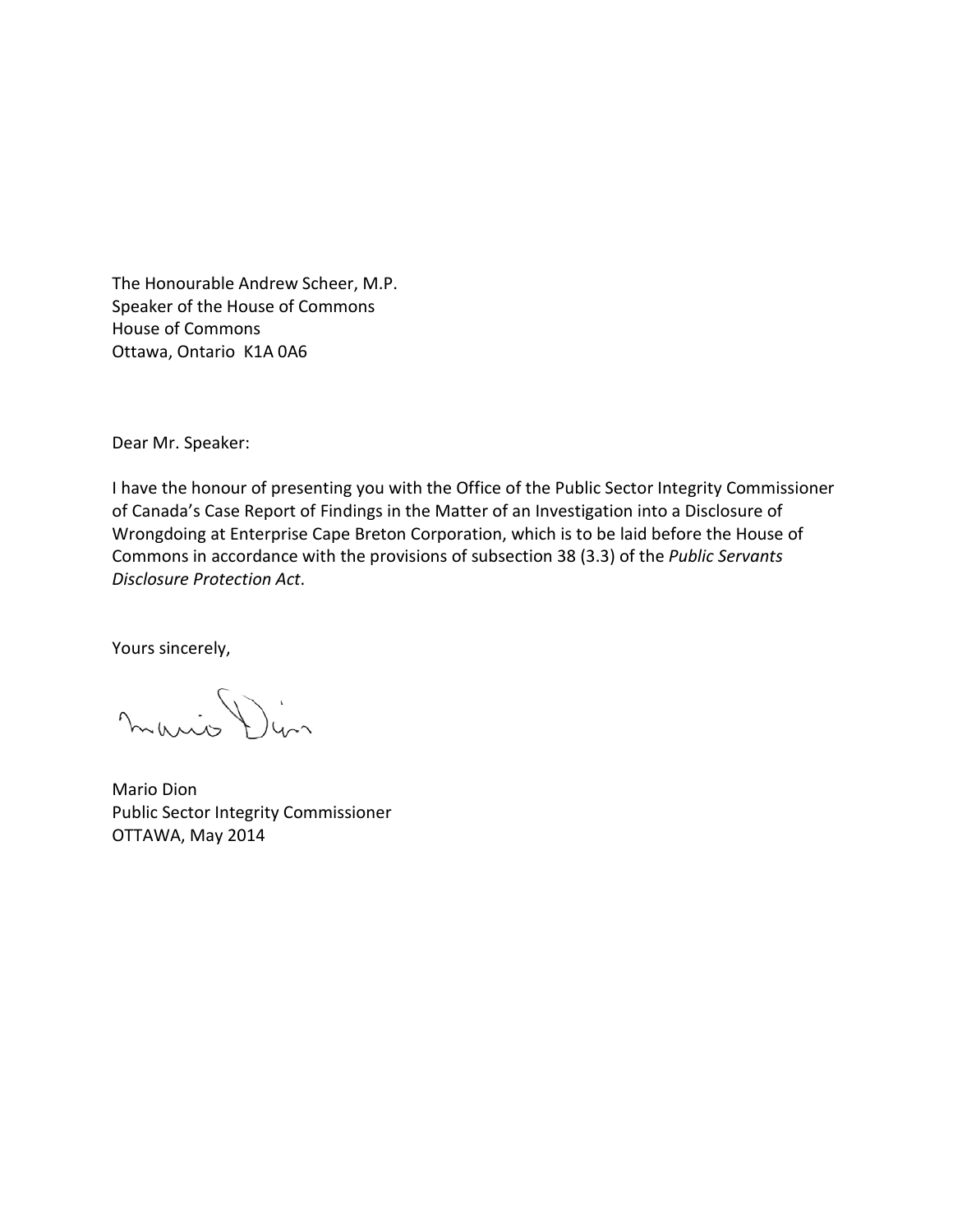The Honourable Andrew Scheer, M.P.  
Speaker of the House of Commons  
House of Commons  
Ottawa, Ontario  K1A 0A6

Dear Mr. Speaker:

I have the honour of presenting you with the Office of the Public Sector Integrity Commissioner of Canada's Case Report of Findings in the Matter of an Investigation into a Disclosure of Wrongdoing at Enterprise Cape Breton Corporation, which is to be laid before the House of Commons in accordance with the provisions of subsection 38 (3.3) of the *Public Servants Disclosure Protection Act*.

Yours sincerely,

Mario Dion  
Public Sector Integrity Commissioner  
OTTAWA, May 2014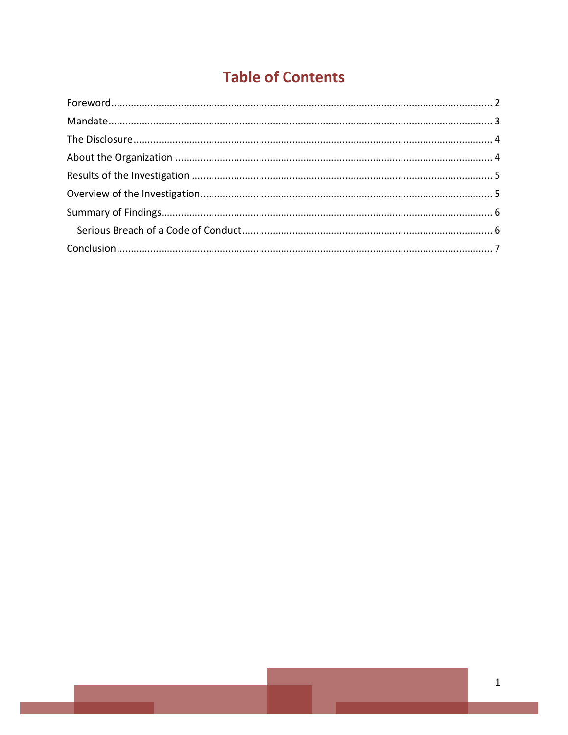# Table of Contents

- Foreword ........ 2
- Mandate ........ 3
- The Disclosure ........ 4
- About the Organization ........ 4
- Results of the Investigation ........ 5
- Overview of the Investigation ........ 5
- Summary of Findings ........ 6
  - Serious Breach of a Code of Conduct ........ 6
- Conclusion ........ 7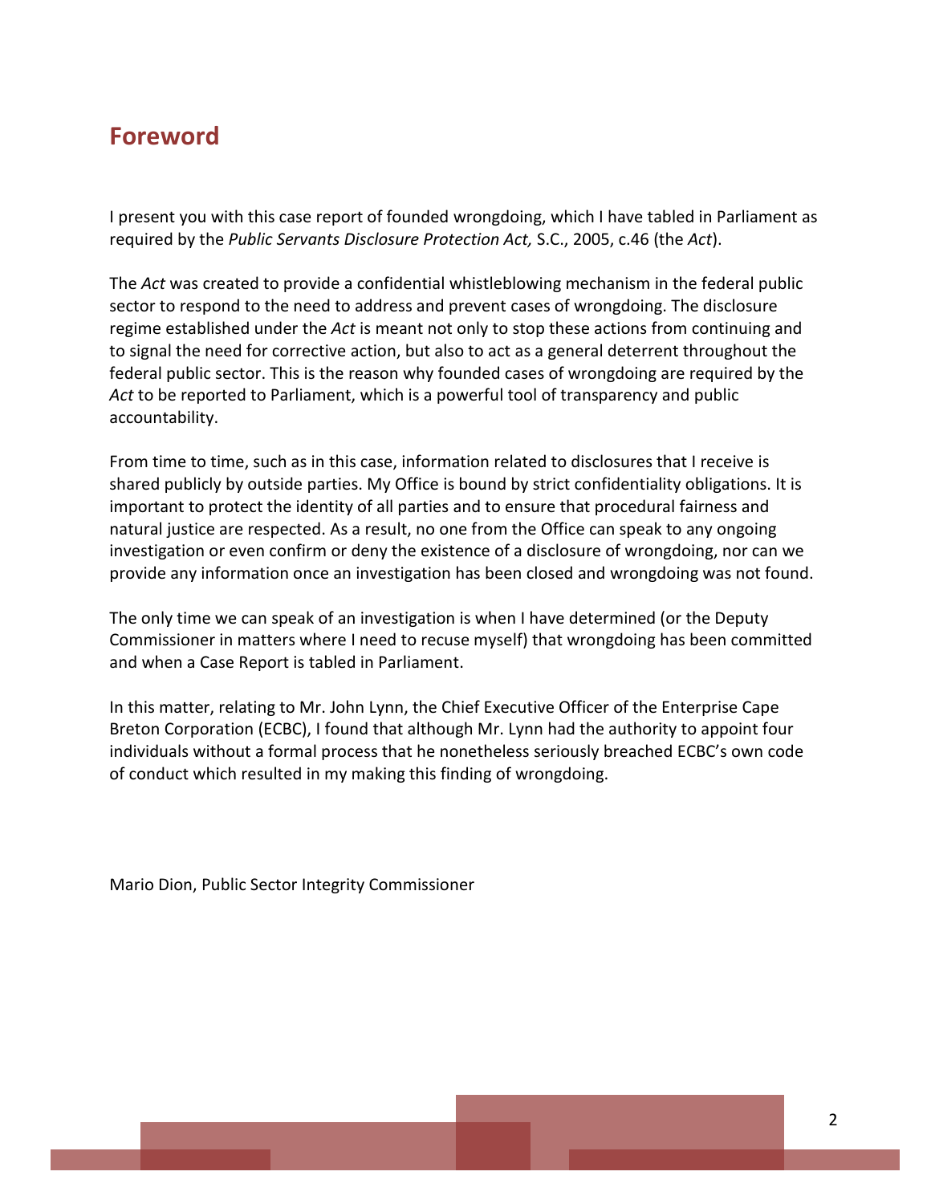## Foreword

I present you with this case report of founded wrongdoing, which I have tabled in Parliament as required by the *Public Servants Disclosure Protection Act,* S.C., 2005, c.46 (the *Act*).

The *Act* was created to provide a confidential whistleblowing mechanism in the federal public sector to respond to the need to address and prevent cases of wrongdoing. The disclosure regime established under the *Act* is meant not only to stop these actions from continuing and to signal the need for corrective action, but also to act as a general deterrent throughout the federal public sector. This is the reason why founded cases of wrongdoing are required by the *Act* to be reported to Parliament, which is a powerful tool of transparency and public accountability.

From time to time, such as in this case, information related to disclosures that I receive is shared publicly by outside parties. My Office is bound by strict confidentiality obligations. It is important to protect the identity of all parties and to ensure that procedural fairness and natural justice are respected. As a result, no one from the Office can speak to any ongoing investigation or even confirm or deny the existence of a disclosure of wrongdoing, nor can we provide any information once an investigation has been closed and wrongdoing was not found.

The only time we can speak of an investigation is when I have determined (or the Deputy Commissioner in matters where I need to recuse myself) that wrongdoing has been committed and when a Case Report is tabled in Parliament.

In this matter, relating to Mr. John Lynn, the Chief Executive Officer of the Enterprise Cape Breton Corporation (ECBC), I found that although Mr. Lynn had the authority to appoint four individuals without a formal process that he nonetheless seriously breached ECBC's own code of conduct which resulted in my making this finding of wrongdoing.

Mario Dion, Public Sector Integrity Commissioner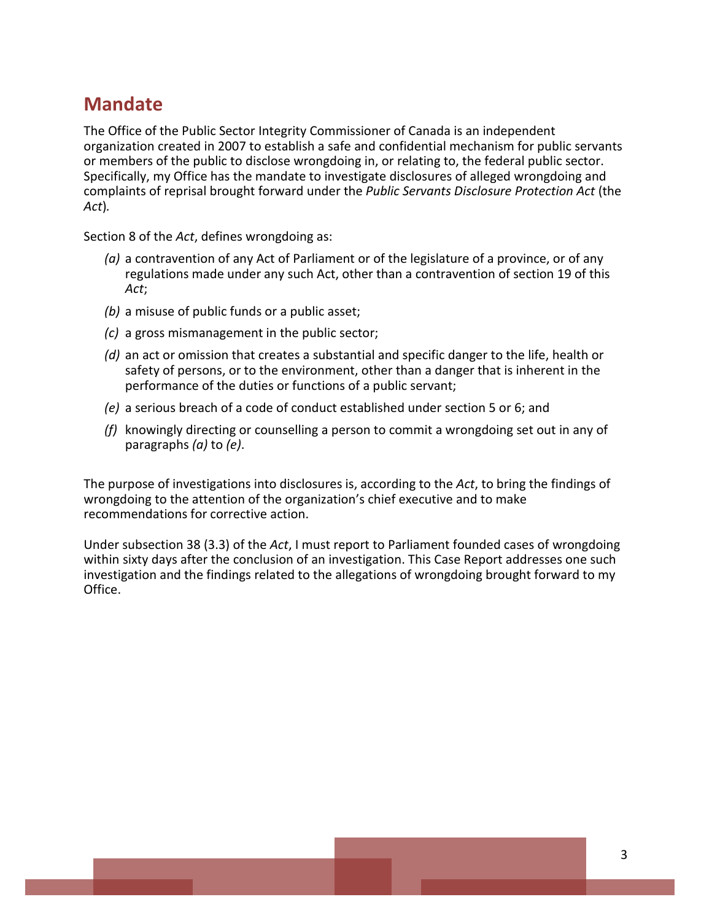## Mandate

The Office of the Public Sector Integrity Commissioner of Canada is an independent organization created in 2007 to establish a safe and confidential mechanism for public servants or members of the public to disclose wrongdoing in, or relating to, the federal public sector. Specifically, my Office has the mandate to investigate disclosures of alleged wrongdoing and complaints of reprisal brought forward under the *Public Servants Disclosure Protection Act* (the *Act*).

Section 8 of the *Act*, defines wrongdoing as:

- *(a)* a contravention of any Act of Parliament or of the legislature of a province, or of any regulations made under any such Act, other than a contravention of section 19 of this *Act*;
- *(b)* a misuse of public funds or a public asset;
- *(c)* a gross mismanagement in the public sector;
- *(d)* an act or omission that creates a substantial and specific danger to the life, health or safety of persons, or to the environment, other than a danger that is inherent in the performance of the duties or functions of a public servant;
- *(e)* a serious breach of a code of conduct established under section 5 or 6; and
- *(f)* knowingly directing or counselling a person to commit a wrongdoing set out in any of paragraphs *(a)* to *(e)*.

The purpose of investigations into disclosures is, according to the *Act*, to bring the findings of wrongdoing to the attention of the organization's chief executive and to make recommendations for corrective action.

Under subsection 38 (3.3) of the *Act*, I must report to Parliament founded cases of wrongdoing within sixty days after the conclusion of an investigation. This Case Report addresses one such investigation and the findings related to the allegations of wrongdoing brought forward to my Office.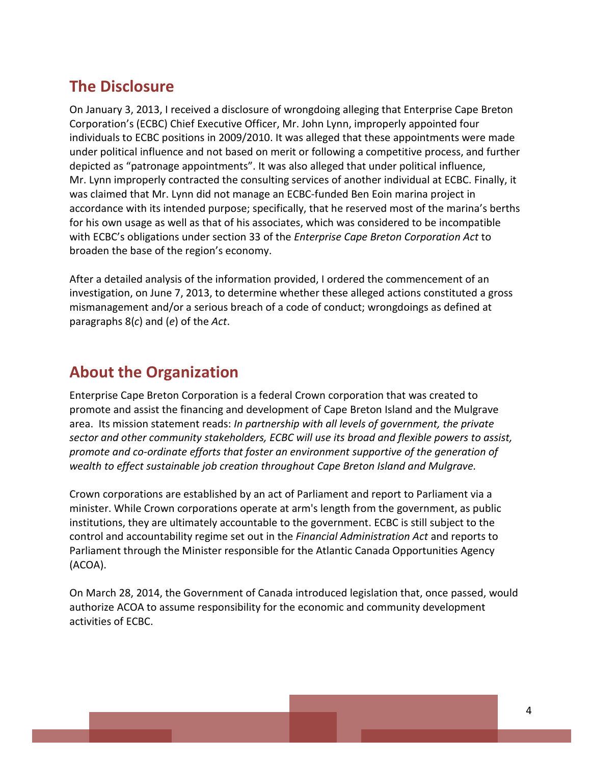## The Disclosure

On January 3, 2013, I received a disclosure of wrongdoing alleging that Enterprise Cape Breton Corporation's (ECBC) Chief Executive Officer, Mr. John Lynn, improperly appointed four individuals to ECBC positions in 2009/2010. It was alleged that these appointments were made under political influence and not based on merit or following a competitive process, and further depicted as "patronage appointments". It was also alleged that under political influence, Mr. Lynn improperly contracted the consulting services of another individual at ECBC. Finally, it was claimed that Mr. Lynn did not manage an ECBC-funded Ben Eoin marina project in accordance with its intended purpose; specifically, that he reserved most of the marina's berths for his own usage as well as that of his associates, which was considered to be incompatible with ECBC's obligations under section 33 of the *Enterprise Cape Breton Corporation Act* to broaden the base of the region's economy.

After a detailed analysis of the information provided, I ordered the commencement of an investigation, on June 7, 2013, to determine whether these alleged actions constituted a gross mismanagement and/or a serious breach of a code of conduct; wrongdoings as defined at paragraphs 8(*c*) and (*e*) of the *Act*.

## About the Organization

Enterprise Cape Breton Corporation is a federal Crown corporation that was created to promote and assist the financing and development of Cape Breton Island and the Mulgrave area. Its mission statement reads: *In partnership with all levels of government, the private sector and other community stakeholders, ECBC will use its broad and flexible powers to assist, promote and co-ordinate efforts that foster an environment supportive of the generation of wealth to effect sustainable job creation throughout Cape Breton Island and Mulgrave.*

Crown corporations are established by an act of Parliament and report to Parliament via a minister. While Crown corporations operate at arm's length from the government, as public institutions, they are ultimately accountable to the government. ECBC is still subject to the control and accountability regime set out in the *Financial Administration Act* and reports to Parliament through the Minister responsible for the Atlantic Canada Opportunities Agency (ACOA).

On March 28, 2014, the Government of Canada introduced legislation that, once passed, would authorize ACOA to assume responsibility for the economic and community development activities of ECBC.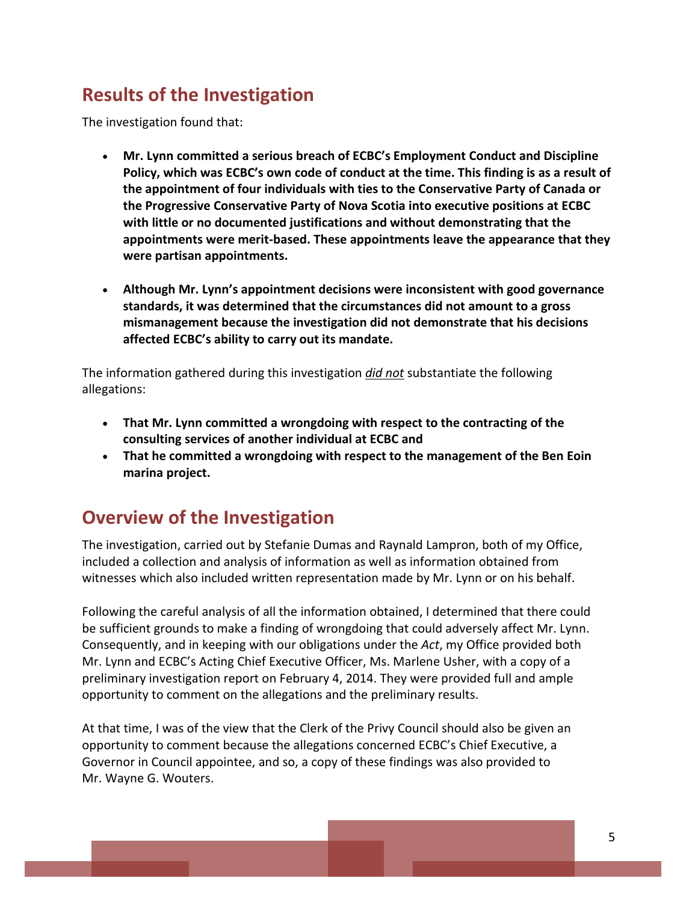## Results of the Investigation

The investigation found that:

- **Mr. Lynn committed a serious breach of ECBC's Employment Conduct and Discipline Policy, which was ECBC's own code of conduct at the time. This finding is as a result of the appointment of four individuals with ties to the Conservative Party of Canada or the Progressive Conservative Party of Nova Scotia into executive positions at ECBC with little or no documented justifications and without demonstrating that the appointments were merit-based. These appointments leave the appearance that they were partisan appointments.**

- **Although Mr. Lynn's appointment decisions were inconsistent with good governance standards, it was determined that the circumstances did not amount to a gross mismanagement because the investigation did not demonstrate that his decisions affected ECBC's ability to carry out its mandate.**

The information gathered during this investigation ***did not*** substantiate the following allegations:

- **That Mr. Lynn committed a wrongdoing with respect to the contracting of the consulting services of another individual at ECBC and**
- **That he committed a wrongdoing with respect to the management of the Ben Eoin marina project.**

## Overview of the Investigation

The investigation, carried out by Stefanie Dumas and Raynald Lampron, both of my Office, included a collection and analysis of information as well as information obtained from witnesses which also included written representation made by Mr. Lynn or on his behalf.

Following the careful analysis of all the information obtained, I determined that there could be sufficient grounds to make a finding of wrongdoing that could adversely affect Mr. Lynn. Consequently, and in keeping with our obligations under the *Act*, my Office provided both Mr. Lynn and ECBC's Acting Chief Executive Officer, Ms. Marlene Usher, with a copy of a preliminary investigation report on February 4, 2014. They were provided full and ample opportunity to comment on the allegations and the preliminary results.

At that time, I was of the view that the Clerk of the Privy Council should also be given an opportunity to comment because the allegations concerned ECBC's Chief Executive, a Governor in Council appointee, and so, a copy of these findings was also provided to Mr. Wayne G. Wouters.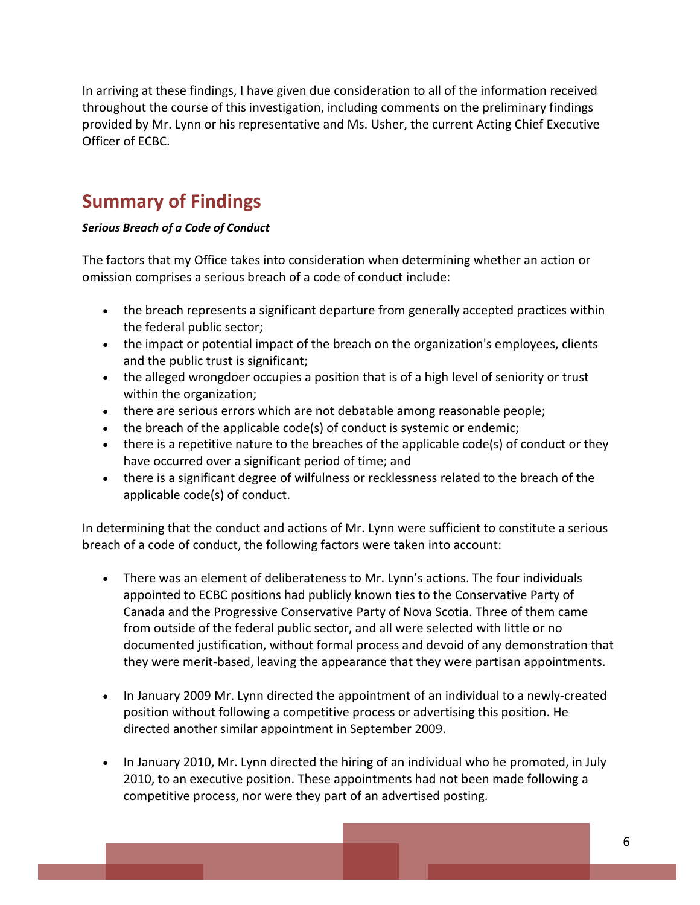In arriving at these findings, I have given due consideration to all of the information received throughout the course of this investigation, including comments on the preliminary findings provided by Mr. Lynn or his representative and Ms. Usher, the current Acting Chief Executive Officer of ECBC.

## Summary of Findings

***Serious Breach of a Code of Conduct***

The factors that my Office takes into consideration when determining whether an action or omission comprises a serious breach of a code of conduct include:

- the breach represents a significant departure from generally accepted practices within the federal public sector;
- the impact or potential impact of the breach on the organization's employees, clients and the public trust is significant;
- the alleged wrongdoer occupies a position that is of a high level of seniority or trust within the organization;
- there are serious errors which are not debatable among reasonable people;
- the breach of the applicable code(s) of conduct is systemic or endemic;
- there is a repetitive nature to the breaches of the applicable code(s) of conduct or they have occurred over a significant period of time; and
- there is a significant degree of wilfulness or recklessness related to the breach of the applicable code(s) of conduct.

In determining that the conduct and actions of Mr. Lynn were sufficient to constitute a serious breach of a code of conduct, the following factors were taken into account:

- There was an element of deliberateness to Mr. Lynn's actions. The four individuals appointed to ECBC positions had publicly known ties to the Conservative Party of Canada and the Progressive Conservative Party of Nova Scotia. Three of them came from outside of the federal public sector, and all were selected with little or no documented justification, without formal process and devoid of any demonstration that they were merit-based, leaving the appearance that they were partisan appointments.

- In January 2009 Mr. Lynn directed the appointment of an individual to a newly-created position without following a competitive process or advertising this position. He directed another similar appointment in September 2009.

- In January 2010, Mr. Lynn directed the hiring of an individual who he promoted, in July 2010, to an executive position. These appointments had not been made following a competitive process, nor were they part of an advertised posting.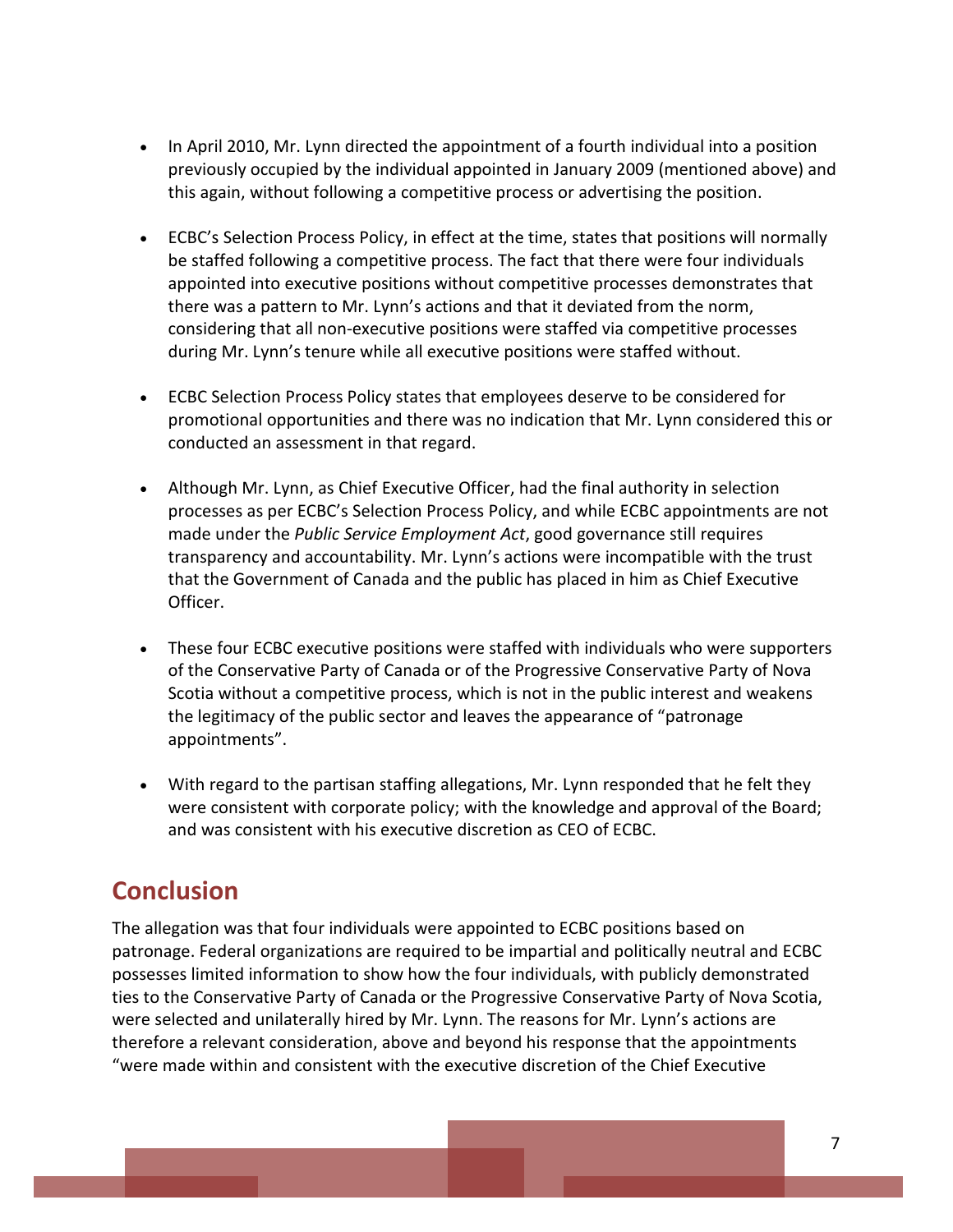- In April 2010, Mr. Lynn directed the appointment of a fourth individual into a position previously occupied by the individual appointed in January 2009 (mentioned above) and this again, without following a competitive process or advertising the position.

- ECBC's Selection Process Policy, in effect at the time, states that positions will normally be staffed following a competitive process. The fact that there were four individuals appointed into executive positions without competitive processes demonstrates that there was a pattern to Mr. Lynn's actions and that it deviated from the norm, considering that all non-executive positions were staffed via competitive processes during Mr. Lynn's tenure while all executive positions were staffed without.

- ECBC Selection Process Policy states that employees deserve to be considered for promotional opportunities and there was no indication that Mr. Lynn considered this or conducted an assessment in that regard.

- Although Mr. Lynn, as Chief Executive Officer, had the final authority in selection processes as per ECBC's Selection Process Policy, and while ECBC appointments are not made under the *Public Service Employment Act*, good governance still requires transparency and accountability. Mr. Lynn's actions were incompatible with the trust that the Government of Canada and the public has placed in him as Chief Executive Officer.

- These four ECBC executive positions were staffed with individuals who were supporters of the Conservative Party of Canada or of the Progressive Conservative Party of Nova Scotia without a competitive process, which is not in the public interest and weakens the legitimacy of the public sector and leaves the appearance of "patronage appointments".

- With regard to the partisan staffing allegations, Mr. Lynn responded that he felt they were consistent with corporate policy; with the knowledge and approval of the Board; and was consistent with his executive discretion as CEO of ECBC.

## Conclusion

The allegation was that four individuals were appointed to ECBC positions based on patronage. Federal organizations are required to be impartial and politically neutral and ECBC possesses limited information to show how the four individuals, with publicly demonstrated ties to the Conservative Party of Canada or the Progressive Conservative Party of Nova Scotia, were selected and unilaterally hired by Mr. Lynn. The reasons for Mr. Lynn's actions are therefore a relevant consideration, above and beyond his response that the appointments "were made within and consistent with the executive discretion of the Chief Executive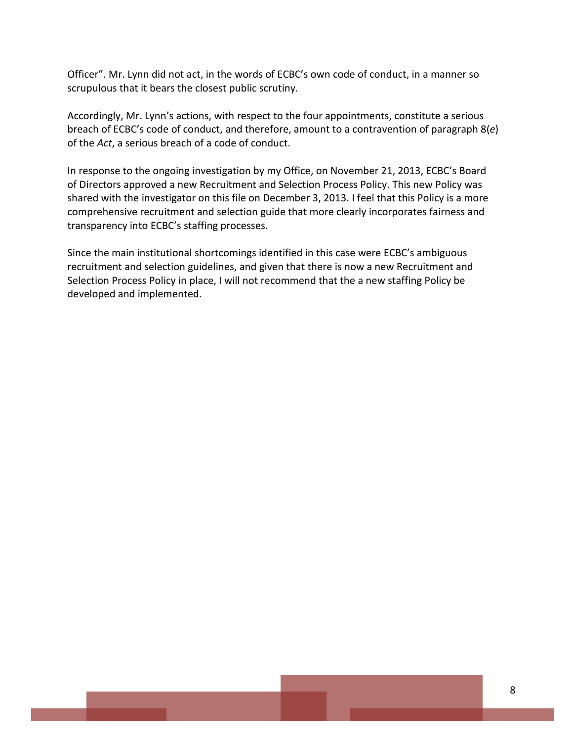Officer". Mr. Lynn did not act, in the words of ECBC's own code of conduct, in a manner so scrupulous that it bears the closest public scrutiny.

Accordingly, Mr. Lynn's actions, with respect to the four appointments, constitute a serious breach of ECBC's code of conduct, and therefore, amount to a contravention of paragraph 8(*e*) of the *Act*, a serious breach of a code of conduct.

In response to the ongoing investigation by my Office, on November 21, 2013, ECBC's Board of Directors approved a new Recruitment and Selection Process Policy. This new Policy was shared with the investigator on this file on December 3, 2013. I feel that this Policy is a more comprehensive recruitment and selection guide that more clearly incorporates fairness and transparency into ECBC's staffing processes.

Since the main institutional shortcomings identified in this case were ECBC's ambiguous recruitment and selection guidelines, and given that there is now a new Recruitment and Selection Process Policy in place, I will not recommend that the a new staffing Policy be developed and implemented.